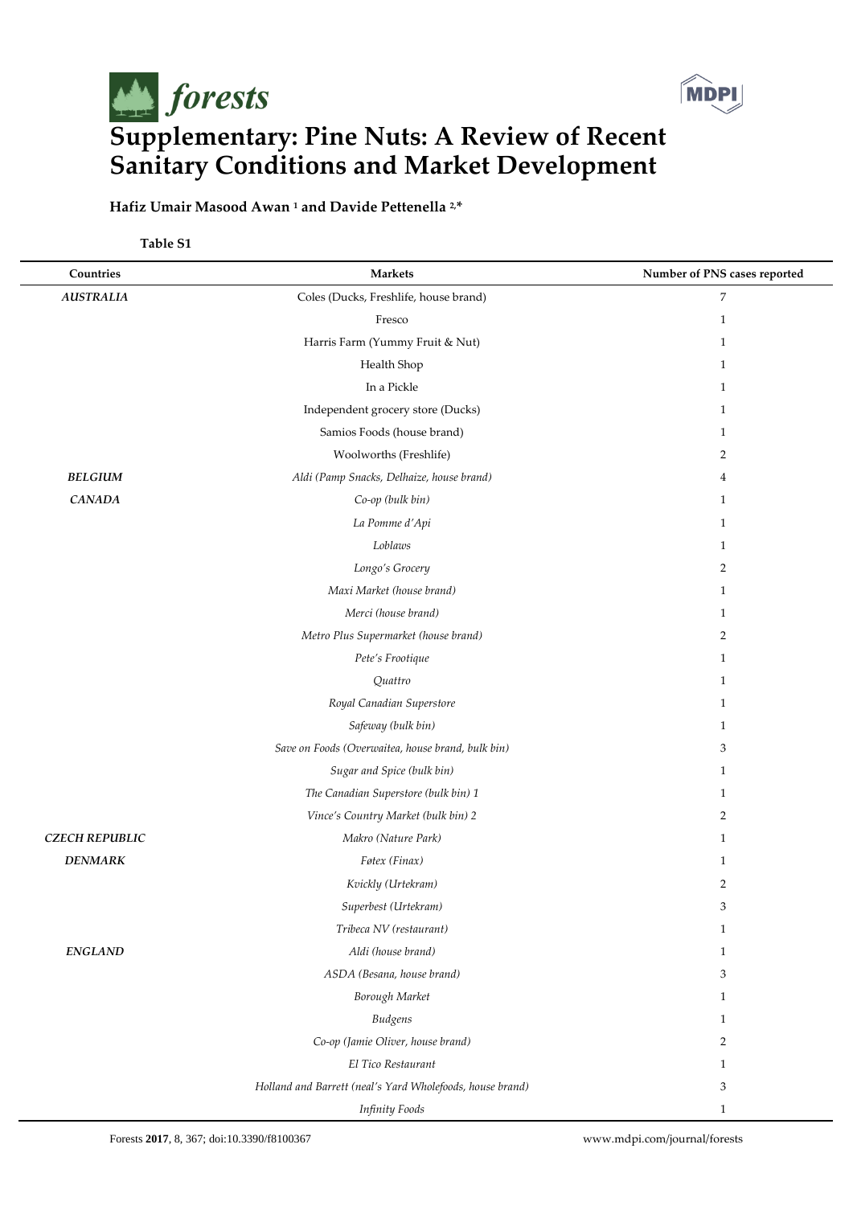# Supplementary: Pine Nuts: A Review of Recent Sanitary Conditions and Market Development

**Hafiz Umair Masood Awan [1] and Davide Pettenella [2,*]**

**Table S1**

| Countries | Markets | Number of PNS cases reported |
|---|---|---|
| *AUSTRALIA* | Coles (Ducks, Freshlife, house brand) | 7 |
| | Fresco | 1 |
| | Harris Farm (Yummy Fruit & Nut) | 1 |
| | Health Shop | 1 |
| | In a Pickle | 1 |
| | Independent grocery store (Ducks) | 1 |
| | Samios Foods (house brand) | 1 |
| | Woolworths (Freshlife) | 2 |
| *BELGIUM* | *Aldi (Pamp Snacks, Delhaize, house brand)* | 4 |
| *CANADA* | *Co-op (bulk bin)* | 1 |
| | *La Pomme d'Api* | 1 |
| | *Loblaws* | 1 |
| | *Longo's Grocery* | 2 |
| | *Maxi Market (house brand)* | 1 |
| | *Merci (house brand)* | 1 |
| | *Metro Plus Supermarket (house brand)* | 2 |
| | *Pete's Frootique* | 1 |
| | *Quattro* | 1 |
| | *Royal Canadian Superstore* | 1 |
| | *Safeway (bulk bin)* | 1 |
| | *Save on Foods (Overwaitea, house brand, bulk bin)* | 3 |
| | *Sugar and Spice (bulk bin)* | 1 |
| | *The Canadian Superstore (bulk bin) 1* | 1 |
| | *Vince's Country Market (bulk bin) 2* | 2 |
| *CZECH REPUBLIC* | *Makro (Nature Park)* | 1 |
| *DENMARK* | *Føtex (Finax)* | 1 |
| | *Kvickly (Urtekram)* | 2 |
| | *Superbest (Urtekram)* | 3 |
| | *Tribeca NV (restaurant)* | 1 |
| *ENGLAND* | *Aldi (house brand)* | 1 |
| | *ASDA (Besana, house brand)* | 3 |
| | *Borough Market* | 1 |
| | *Budgens* | 1 |
| | *Co-op (Jamie Oliver, house brand)* | 2 |
| | *El Tico Restaurant* | 1 |
| | *Holland and Barrett (neal's Yard Wholefoods, house brand)* | 3 |
| | *Infinity Foods* | 1 |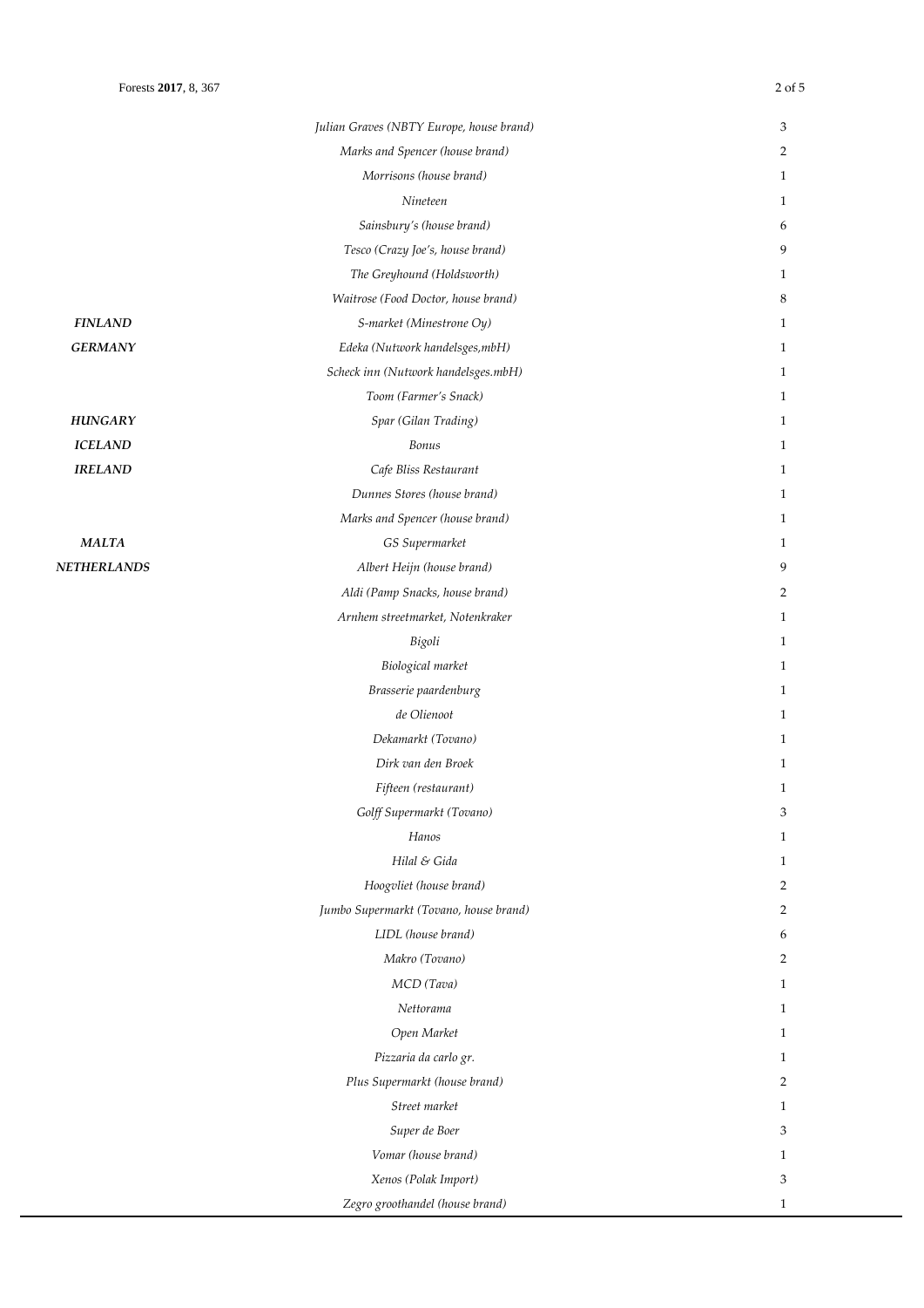| | | |
|---|---|---|
| | *Julian Graves (NBTY Europe, house brand)* | 3 |
| | *Marks and Spencer (house brand)* | 2 |
| | *Morrisons (house brand)* | 1 |
| | *Nineteen* | 1 |
| | *Sainsbury's (house brand)* | 6 |
| | *Tesco (Crazy Joe's, house brand)* | 9 |
| | *The Greyhound (Holdsworth)* | 1 |
| | *Waitrose (Food Doctor, house brand)* | 8 |
| ***FINLAND*** | *S-market (Minestrone Oy)* | 1 |
| ***GERMANY*** | *Edeka (Nutwork handelsges,mbH)* | 1 |
| | *Scheck inn (Nutwork handelsges.mbH)* | 1 |
| | *Toom (Farmer's Snack)* | 1 |
| ***HUNGARY*** | *Spar (Gilan Trading)* | 1 |
| ***ICELAND*** | *Bonus* | 1 |
| ***IRELAND*** | *Cafe Bliss Restaurant* | 1 |
| | *Dunnes Stores (house brand)* | 1 |
| | *Marks and Spencer (house brand)* | 1 |
| ***MALTA*** | *GS Supermarket* | 1 |
| ***NETHERLANDS*** | *Albert Heijn (house brand)* | 9 |
| | *Aldi (Pamp Snacks, house brand)* | 2 |
| | *Arnhem streetmarket, Notenkraker* | 1 |
| | *Bigoli* | 1 |
| | *Biological market* | 1 |
| | *Brasserie paardenburg* | 1 |
| | *de Olienoot* | 1 |
| | *Dekamarkt (Tovano)* | 1 |
| | *Dirk van den Broek* | 1 |
| | *Fifteen (restaurant)* | 1 |
| | *Golff Supermarkt (Tovano)* | 3 |
| | *Hanos* | 1 |
| | *Hilal & Gida* | 1 |
| | *Hoogvliet (house brand)* | 2 |
| | *Jumbo Supermarkt (Tovano, house brand)* | 2 |
| | *LIDL (house brand)* | 6 |
| | *Makro (Tovano)* | 2 |
| | *MCD (Tava)* | 1 |
| | *Nettorama* | 1 |
| | *Open Market* | 1 |
| | *Pizzaria da carlo gr.* | 1 |
| | *Plus Supermarkt (house brand)* | 2 |
| | *Street market* | 1 |
| | *Super de Boer* | 3 |
| | *Vomar (house brand)* | 1 |
| | *Xenos (Polak Import)* | 3 |
| | *Zegro groothandel (house brand)* | 1 |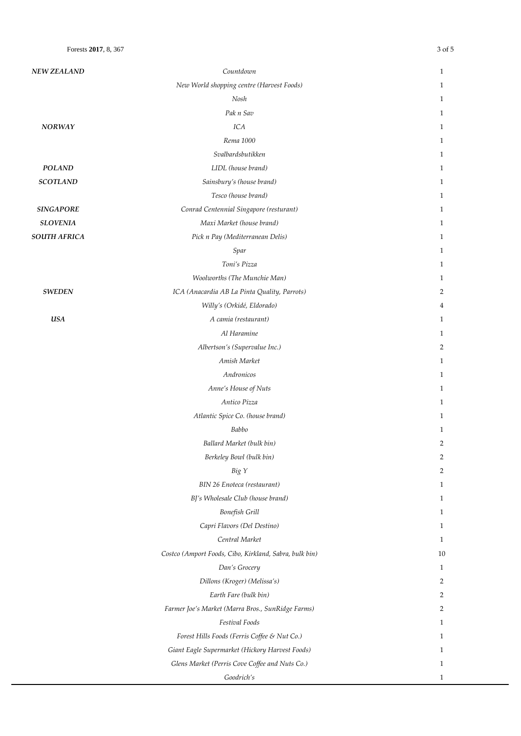| | | |
|---|---|---|
| ***NEW ZEALAND*** | *Countdown* | 1 |
| | *New World shopping centre (Harvest Foods)* | 1 |
| | *Nosh* | 1 |
| | *Pak n Sav* | 1 |
| ***NORWAY*** | *ICA* | 1 |
| | *Rema 1000* | 1 |
| | *Svalbardsbutikken* | 1 |
| ***POLAND*** | *LIDL (house brand)* | 1 |
| ***SCOTLAND*** | *Sainsbury's (house brand)* | 1 |
| | *Tesco (house brand)* | 1 |
| ***SINGAPORE*** | *Conrad Centennial Singapore (resturant)* | 1 |
| ***SLOVENIA*** | *Maxi Market (house brand)* | 1 |
| ***SOUTH AFRICA*** | *Pick n Pay (Mediterranean Delis)* | 1 |
| | *Spar* | 1 |
| | *Toni's Pizza* | 1 |
| | *Woolworths (The Munchie Man)* | 1 |
| ***SWEDEN*** | *ICA (Anacardia AB La Pinta Quality, Parrots)* | 2 |
| | *Willy's (Orkidé, Eldorado)* | 4 |
| ***USA*** | *A camia (restaurant)* | 1 |
| | *Al Haramine* | 1 |
| | *Albertson's (Supervalue Inc.)* | 2 |
| | *Amish Market* | 1 |
| | *Andronicos* | 1 |
| | *Anne's House of Nuts* | 1 |
| | *Antico Pizza* | 1 |
| | *Atlantic Spice Co. (house brand)* | 1 |
| | *Babbo* | 1 |
| | *Ballard Market (bulk bin)* | 2 |
| | *Berkeley Bowl (bulk bin)* | 2 |
| | *Big Y* | 2 |
| | *BIN 26 Enoteca (restaurant)* | 1 |
| | *BJ's Wholesale Club (house brand)* | 1 |
| | *Bonefish Grill* | 1 |
| | *Capri Flavors (Del Destino)* | 1 |
| | *Central Market* | 1 |
| | *Costco (Amport Foods, Cibo, Kirkland, Sabra, bulk bin)* | 10 |
| | *Dan's Grocery* | 1 |
| | *Dillons (Kroger) (Melissa's)* | 2 |
| | *Earth Fare (bulk bin)* | 2 |
| | *Farmer Joe's Market (Marra Bros., SunRidge Farms)* | 2 |
| | *Festival Foods* | 1 |
| | *Forest Hills Foods (Ferris Coffee & Nut Co.)* | 1 |
| | *Giant Eagle Supermarket (Hickory Harvest Foods)* | 1 |
| | *Glens Market (Perris Cove Coffee and Nuts Co.)* | 1 |
| | *Goodrich's* | 1 |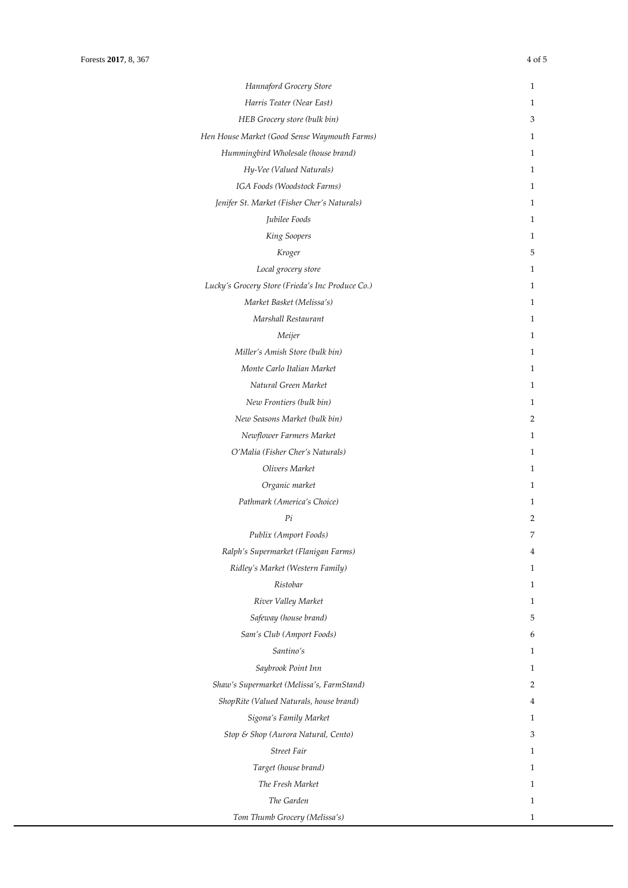| | |
|---|---|
| *Hannaford Grocery Store* | 1 |
| *Harris Teater (Near East)* | 1 |
| *HEB Grocery store (bulk bin)* | 3 |
| *Hen House Market (Good Sense Waymouth Farms)* | 1 |
| *Hummingbird Wholesale (house brand)* | 1 |
| *Hy-Vee (Valued Naturals)* | 1 |
| *IGA Foods (Woodstock Farms)* | 1 |
| *Jenifer St. Market (Fisher Cher's Naturals)* | 1 |
| *Jubilee Foods* | 1 |
| *King Soopers* | 1 |
| *Kroger* | 5 |
| *Local grocery store* | 1 |
| *Lucky's Grocery Store (Frieda's Inc Produce Co.)* | 1 |
| *Market Basket (Melissa's)* | 1 |
| *Marshall Restaurant* | 1 |
| *Meijer* | 1 |
| *Miller's Amish Store (bulk bin)* | 1 |
| *Monte Carlo Italian Market* | 1 |
| *Natural Green Market* | 1 |
| *New Frontiers (bulk bin)* | 1 |
| *New Seasons Market (bulk bin)* | 2 |
| *Newflower Farmers Market* | 1 |
| *O'Malia (Fisher Cher's Naturals)* | 1 |
| *Olivers Market* | 1 |
| *Organic market* | 1 |
| *Pathmark (America's Choice)* | 1 |
| *Pi* | 2 |
| *Publix (Amport Foods)* | 7 |
| *Ralph's Supermarket (Flanigan Farms)* | 4 |
| *Ridley's Market (Western Family)* | 1 |
| *Ristobar* | 1 |
| *River Valley Market* | 1 |
| *Safeway (house brand)* | 5 |
| *Sam's Club (Amport Foods)* | 6 |
| *Santino's* | 1 |
| *Saybrook Point Inn* | 1 |
| *Shaw's Supermarket (Melissa's, FarmStand)* | 2 |
| *ShopRite (Valued Naturals, house brand)* | 4 |
| *Sigona's Family Market* | 1 |
| *Stop & Shop (Aurora Natural, Cento)* | 3 |
| *Street Fair* | 1 |
| *Target (house brand)* | 1 |
| *The Fresh Market* | 1 |
| *The Garden* | 1 |
| *Tom Thumb Grocery (Melissa's)* | 1 |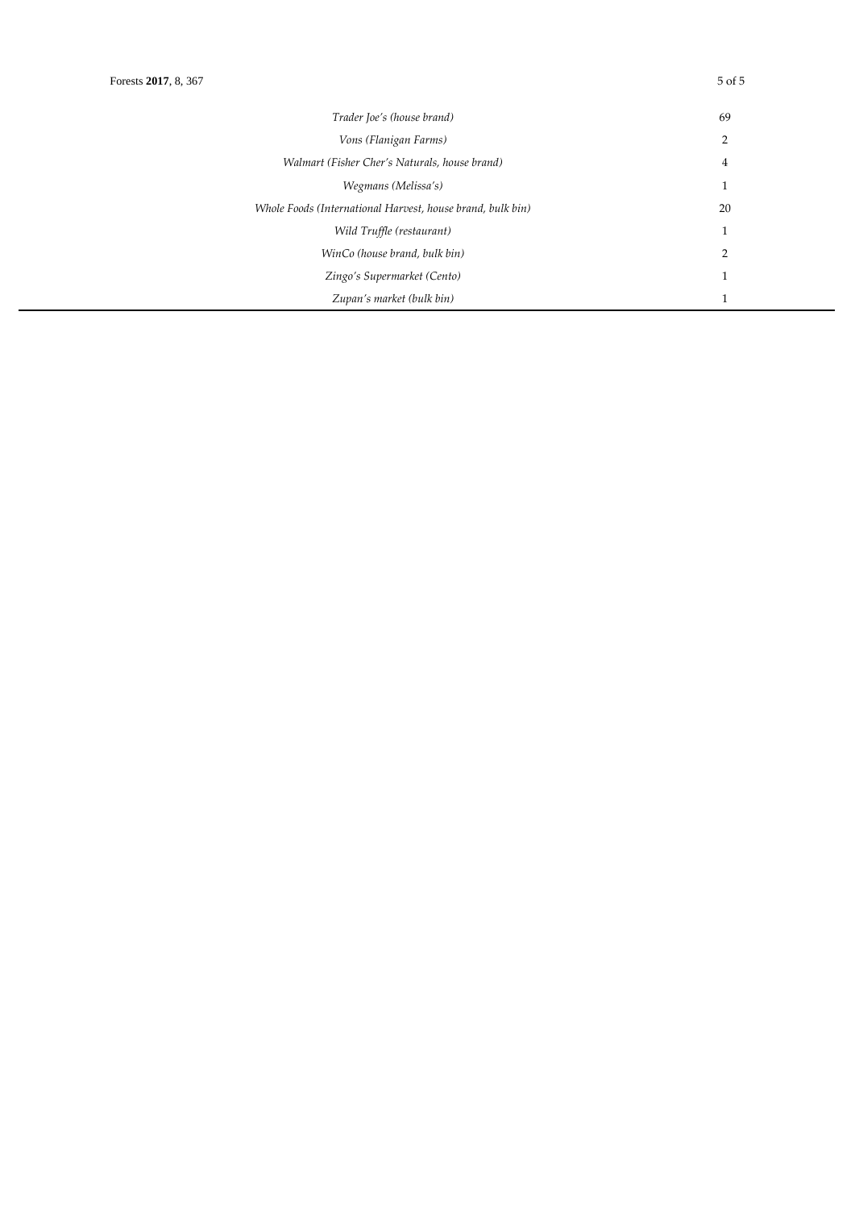| | |
|---|---|
| *Trader Joe's (house brand)* | 69 |
| *Vons (Flanigan Farms)* | 2 |
| *Walmart (Fisher Cher's Naturals, house brand)* | 4 |
| *Wegmans (Melissa's)* | 1 |
| *Whole Foods (International Harvest, house brand, bulk bin)* | 20 |
| *Wild Truffle (restaurant)* | 1 |
| *WinCo (house brand, bulk bin)* | 2 |
| *Zingo's Supermarket (Cento)* | 1 |
| *Zupan's market (bulk bin)* | 1 |